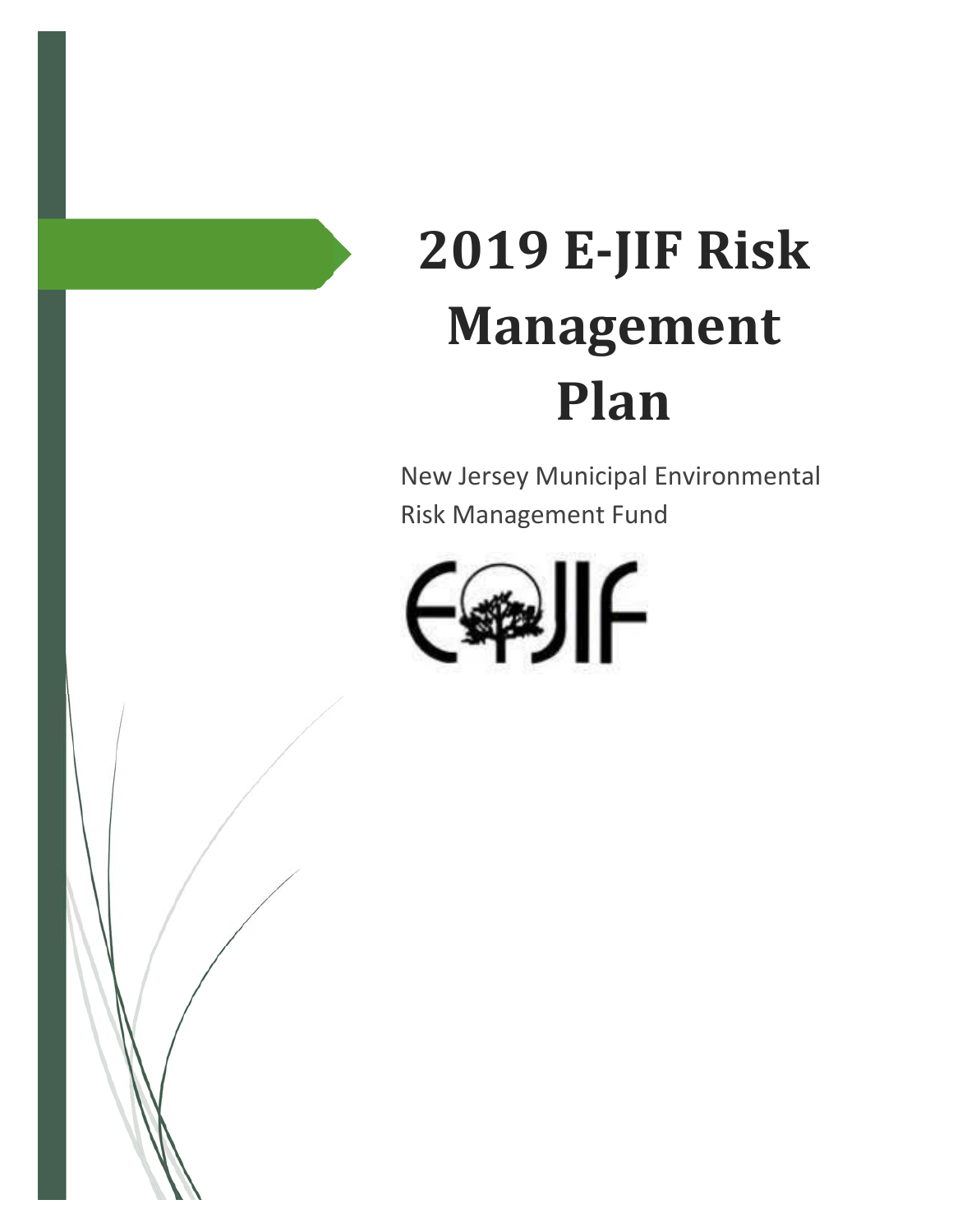# 2019 E-JIF Risk Management Plan

New Jersey Municipal Environmental Risk Management Fund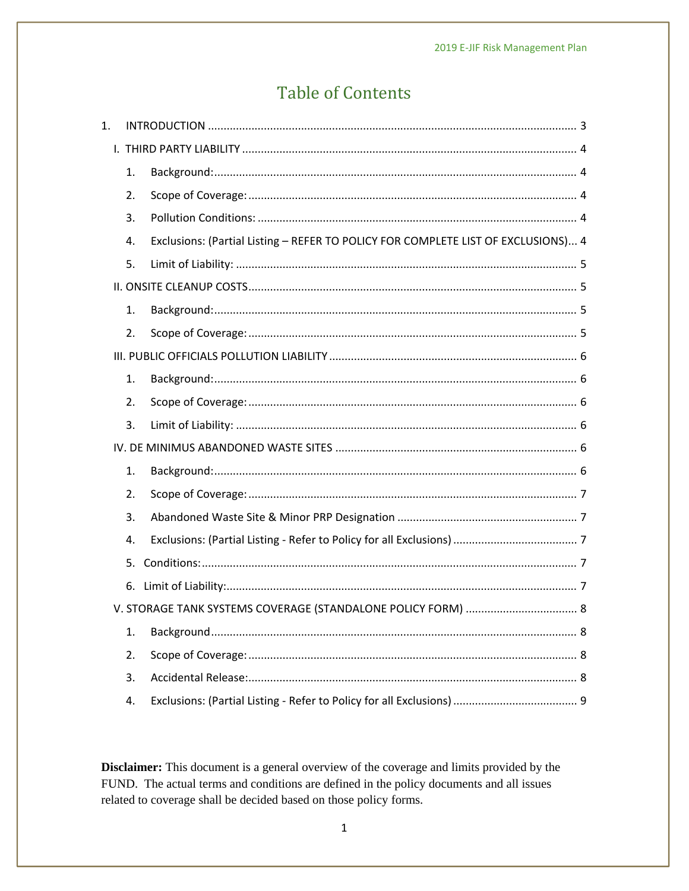# Table of Contents

1. INTRODUCTION ........................................................................................................ 3
   - I. THIRD PARTY LIABILITY ........................................................................................ 4
     1. Background: ........................................................................................................ 4
     2. Scope of Coverage: ................................................................................................ 4
     3. Pollution Conditions: .............................................................................................. 4
     4. Exclusions: (Partial Listing – REFER TO POLICY FOR COMPLETE LIST OF EXCLUSIONS)... 4
     5. Limit of Liability: .................................................................................................. 5
   - II. ONSITE CLEANUP COSTS ...................................................................................... 5
     1. Background: ........................................................................................................ 5
     2. Scope of Coverage: ................................................................................................ 5
   - III. PUBLIC OFFICIALS POLLUTION LIABILITY ............................................................... 6
     1. Background: ........................................................................................................ 6
     2. Scope of Coverage: ................................................................................................ 6
     3. Limit of Liability: .................................................................................................. 6
   - IV. DE MINIMUS ABANDONED WASTE SITES ................................................................ 6
     1. Background: ........................................................................................................ 6
     2. Scope of Coverage: ................................................................................................ 7
     3. Abandoned Waste Site & Minor PRP Designation ........................................................ 7
     4. Exclusions: (Partial Listing - Refer to Policy for all Exclusions) ........................................ 7
     5. Conditions: ......................................................................................................... 7
     6. Limit of Liability: .................................................................................................. 7
   - V. STORAGE TANK SYSTEMS COVERAGE (STANDALONE POLICY FORM) ............................. 8
     1. Background ......................................................................................................... 8
     2. Scope of Coverage: ................................................................................................ 8
     3. Accidental Release: ............................................................................................... 8
     4. Exclusions: (Partial Listing - Refer to Policy for all Exclusions) ........................................ 9

**Disclaimer:** This document is a general overview of the coverage and limits provided by the FUND. The actual terms and conditions are defined in the policy documents and all issues related to coverage shall be decided based on those policy forms.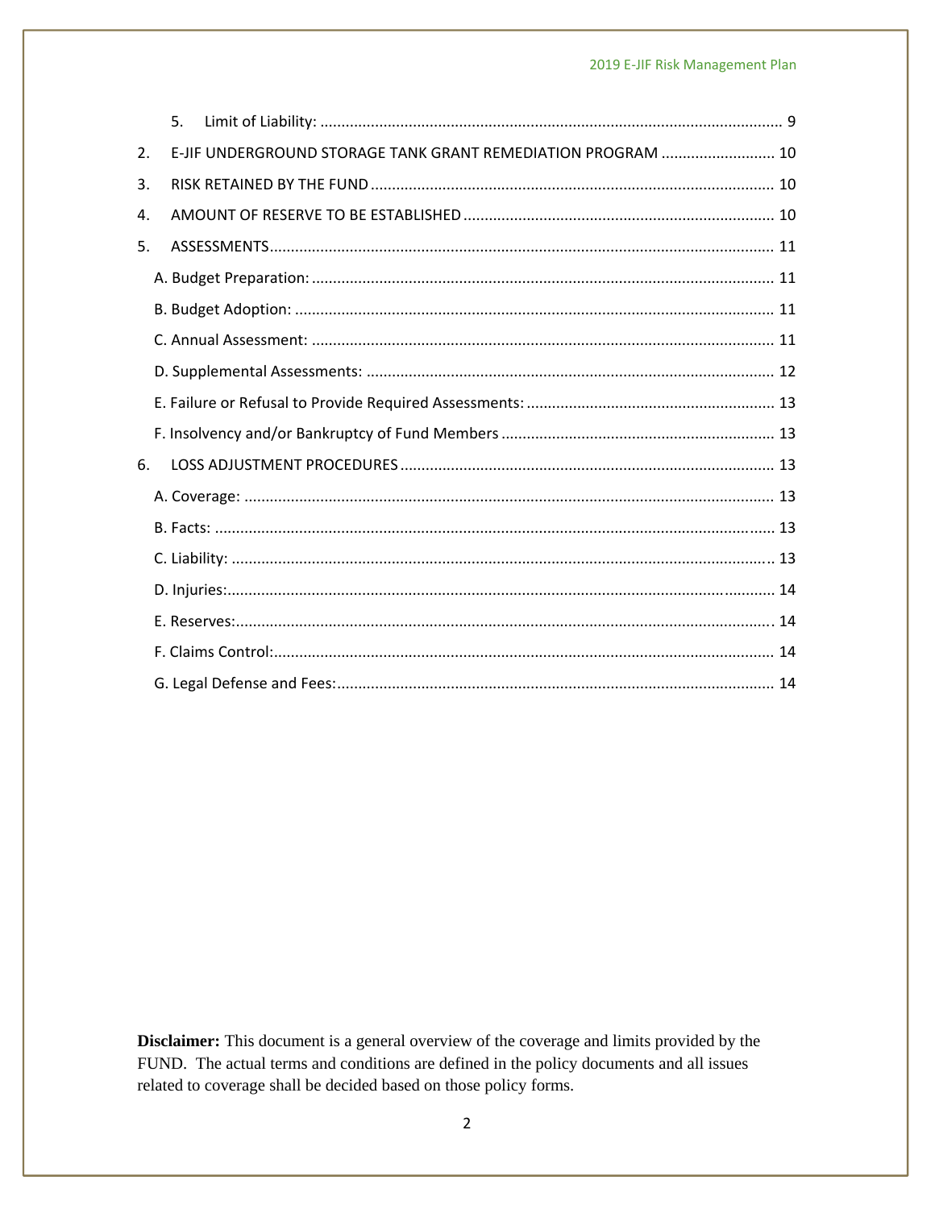5. Limit of Liability: .......... 9

2. E-JIF UNDERGROUND STORAGE TANK GRANT REMEDIATION PROGRAM .......... 10

3. RISK RETAINED BY THE FUND .......... 10

4. AMOUNT OF RESERVE TO BE ESTABLISHED .......... 10

5. ASSESSMENTS .......... 11

A. Budget Preparation: .......... 11

B. Budget Adoption: .......... 11

C. Annual Assessment: .......... 11

D. Supplemental Assessments: .......... 12

E. Failure or Refusal to Provide Required Assessments: .......... 13

F. Insolvency and/or Bankruptcy of Fund Members .......... 13

6. LOSS ADJUSTMENT PROCEDURES .......... 13

A. Coverage: .......... 13

B. Facts: .......... 13

C. Liability: .......... 13

D. Injuries: .......... 14

E. Reserves: .......... 14

F. Claims Control: .......... 14

G. Legal Defense and Fees: .......... 14

**Disclaimer:** This document is a general overview of the coverage and limits provided by the FUND. The actual terms and conditions are defined in the policy documents and all issues related to coverage shall be decided based on those policy forms.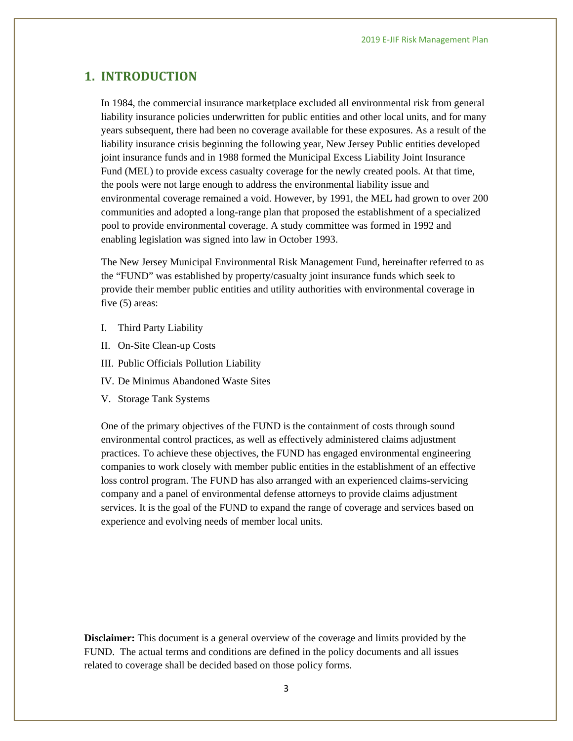# 1. INTRODUCTION

In 1984, the commercial insurance marketplace excluded all environmental risk from general liability insurance policies underwritten for public entities and other local units, and for many years subsequent, there had been no coverage available for these exposures. As a result of the liability insurance crisis beginning the following year, New Jersey Public entities developed joint insurance funds and in 1988 formed the Municipal Excess Liability Joint Insurance Fund (MEL) to provide excess casualty coverage for the newly created pools. At that time, the pools were not large enough to address the environmental liability issue and environmental coverage remained a void. However, by 1991, the MEL had grown to over 200 communities and adopted a long-range plan that proposed the establishment of a specialized pool to provide environmental coverage. A study committee was formed in 1992 and enabling legislation was signed into law in October 1993.

The New Jersey Municipal Environmental Risk Management Fund, hereinafter referred to as the "FUND" was established by property/casualty joint insurance funds which seek to provide their member public entities and utility authorities with environmental coverage in five (5) areas:

I. Third Party Liability

II. On-Site Clean-up Costs

III. Public Officials Pollution Liability

IV. De Minimus Abandoned Waste Sites

V. Storage Tank Systems

One of the primary objectives of the FUND is the containment of costs through sound environmental control practices, as well as effectively administered claims adjustment practices. To achieve these objectives, the FUND has engaged environmental engineering companies to work closely with member public entities in the establishment of an effective loss control program. The FUND has also arranged with an experienced claims-servicing company and a panel of environmental defense attorneys to provide claims adjustment services. It is the goal of the FUND to expand the range of coverage and services based on experience and evolving needs of member local units.

**Disclaimer:** This document is a general overview of the coverage and limits provided by the FUND. The actual terms and conditions are defined in the policy documents and all issues related to coverage shall be decided based on those policy forms.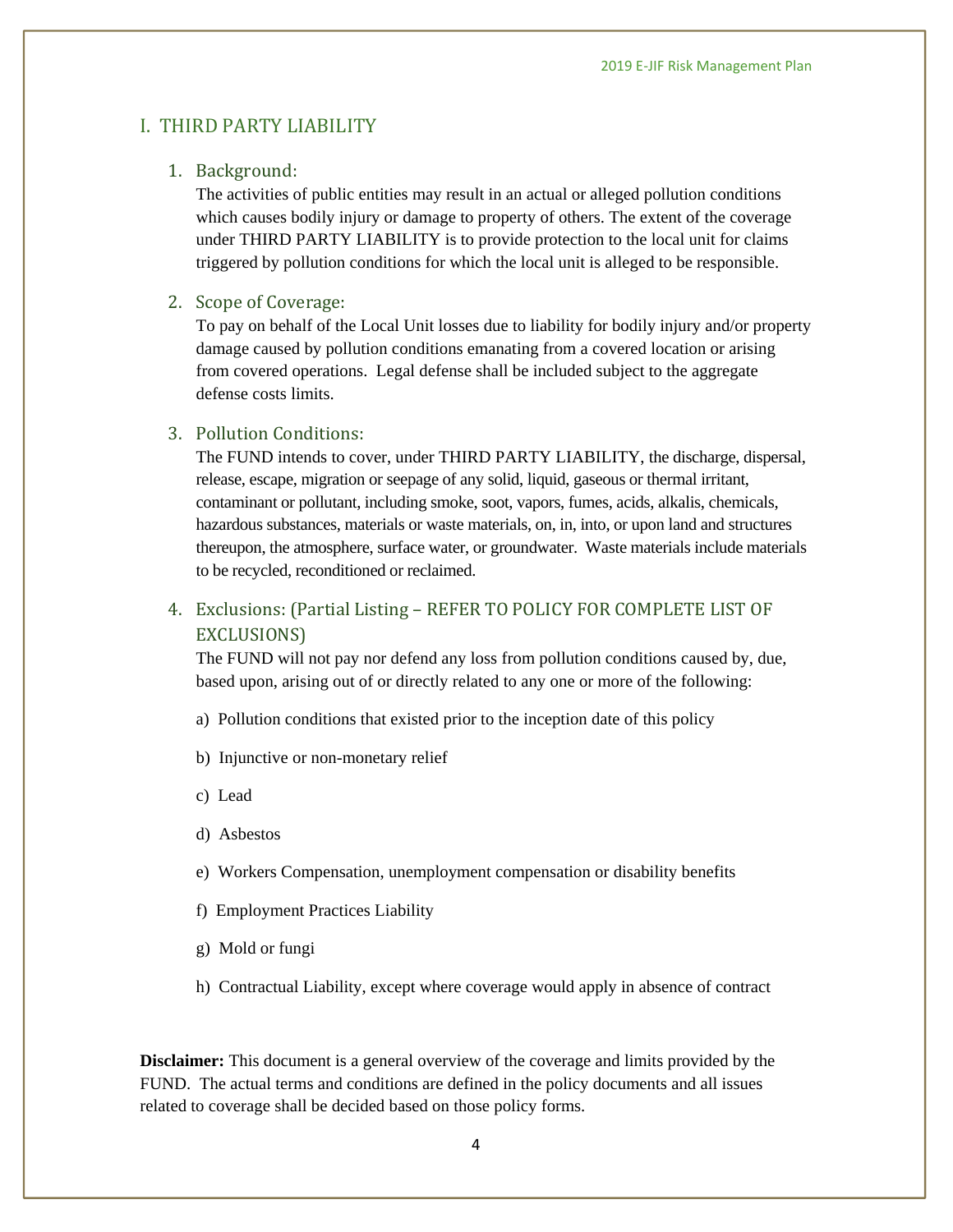## I. THIRD PARTY LIABILITY

### 1. Background:

The activities of public entities may result in an actual or alleged pollution conditions which causes bodily injury or damage to property of others. The extent of the coverage under THIRD PARTY LIABILITY is to provide protection to the local unit for claims triggered by pollution conditions for which the local unit is alleged to be responsible.

### 2. Scope of Coverage:

To pay on behalf of the Local Unit losses due to liability for bodily injury and/or property damage caused by pollution conditions emanating from a covered location or arising from covered operations. Legal defense shall be included subject to the aggregate defense costs limits.

### 3. Pollution Conditions:

The FUND intends to cover, under THIRD PARTY LIABILITY, the discharge, dispersal, release, escape, migration or seepage of any solid, liquid, gaseous or thermal irritant, contaminant or pollutant, including smoke, soot, vapors, fumes, acids, alkalis, chemicals, hazardous substances, materials or waste materials, on, in, into, or upon land and structures thereupon, the atmosphere, surface water, or groundwater. Waste materials include materials to be recycled, reconditioned or reclaimed.

### 4. Exclusions: (Partial Listing – REFER TO POLICY FOR COMPLETE LIST OF EXCLUSIONS)

The FUND will not pay nor defend any loss from pollution conditions caused by, due, based upon, arising out of or directly related to any one or more of the following:

a) Pollution conditions that existed prior to the inception date of this policy

b) Injunctive or non-monetary relief

c) Lead

d) Asbestos

e) Workers Compensation, unemployment compensation or disability benefits

f) Employment Practices Liability

g) Mold or fungi

h) Contractual Liability, except where coverage would apply in absence of contract

**Disclaimer:** This document is a general overview of the coverage and limits provided by the FUND. The actual terms and conditions are defined in the policy documents and all issues related to coverage shall be decided based on those policy forms.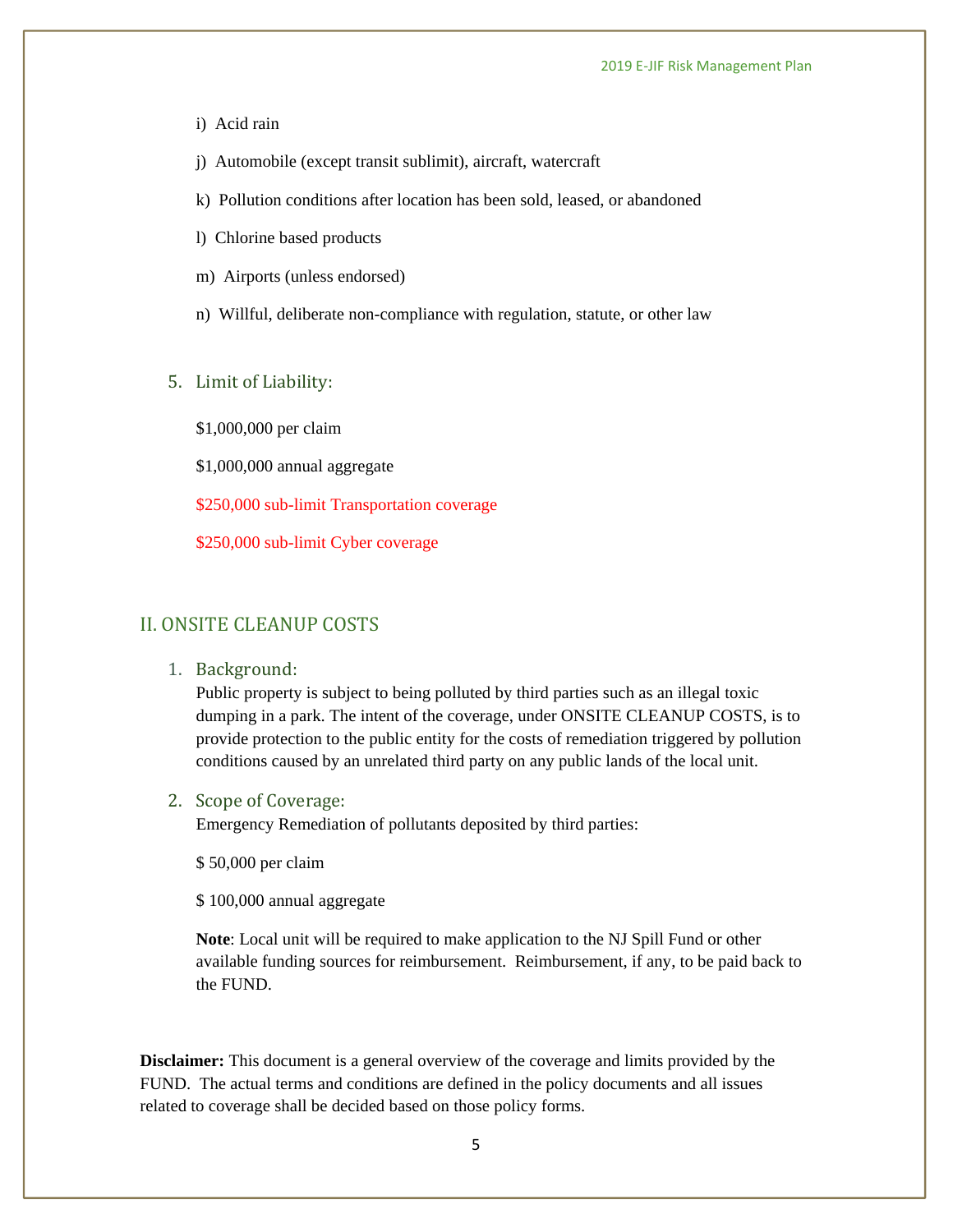i) Acid rain

j) Automobile (except transit sublimit), aircraft, watercraft

k) Pollution conditions after location has been sold, leased, or abandoned

l) Chlorine based products

m) Airports (unless endorsed)

n) Willful, deliberate non-compliance with regulation, statute, or other law

### 5. Limit of Liability:

$1,000,000 per claim

$1,000,000 annual aggregate

$250,000 sub-limit Transportation coverage

$250,000 sub-limit Cyber coverage

## II. ONSITE CLEANUP COSTS

### 1. Background:

Public property is subject to being polluted by third parties such as an illegal toxic dumping in a park. The intent of the coverage, under ONSITE CLEANUP COSTS, is to provide protection to the public entity for the costs of remediation triggered by pollution conditions caused by an unrelated third party on any public lands of the local unit.

### 2. Scope of Coverage:

Emergency Remediation of pollutants deposited by third parties:

$ 50,000 per claim

$ 100,000 annual aggregate

**Note**: Local unit will be required to make application to the NJ Spill Fund or other available funding sources for reimbursement. Reimbursement, if any, to be paid back to the FUND.

**Disclaimer:** This document is a general overview of the coverage and limits provided by the FUND. The actual terms and conditions are defined in the policy documents and all issues related to coverage shall be decided based on those policy forms.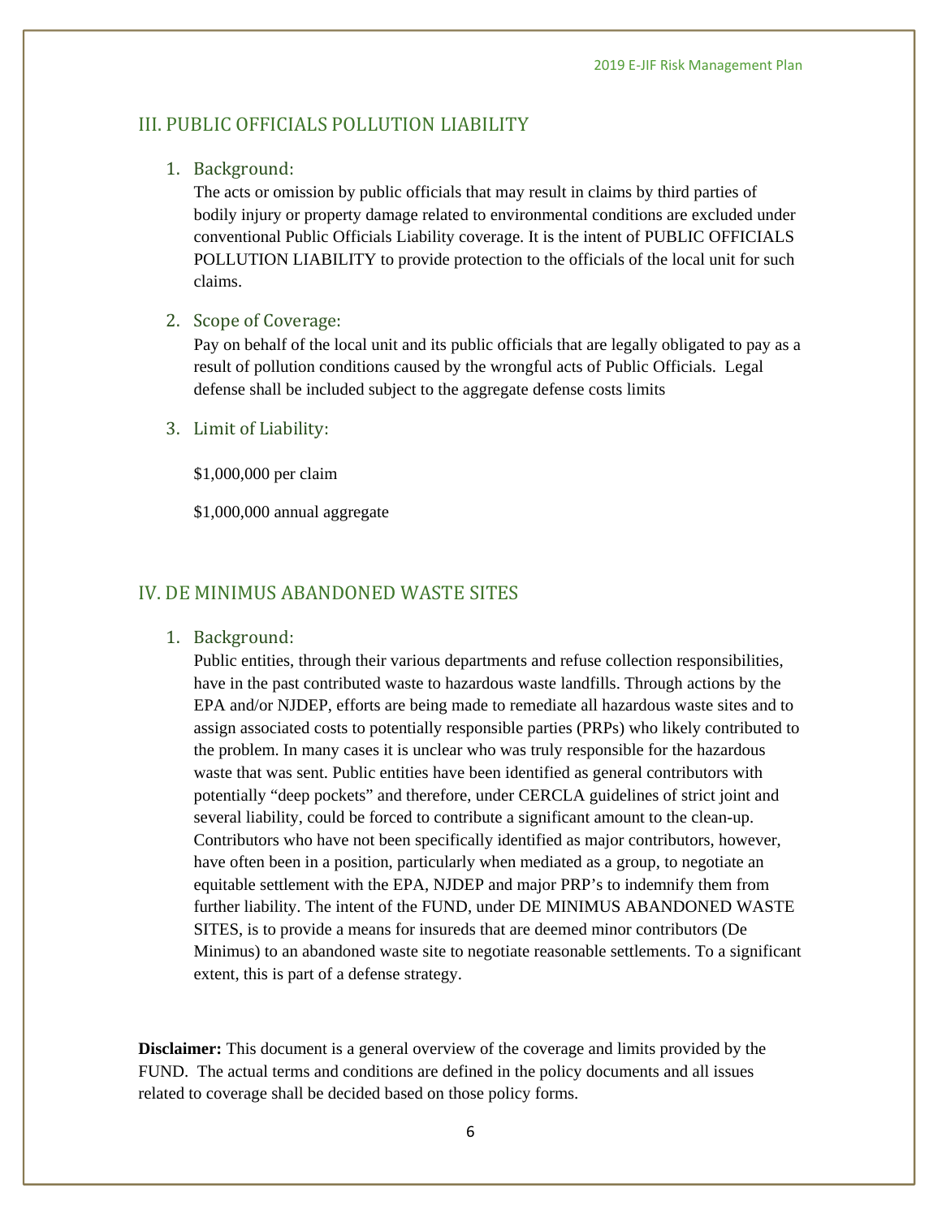## III. PUBLIC OFFICIALS POLLUTION LIABILITY

### 1. Background:

The acts or omission by public officials that may result in claims by third parties of bodily injury or property damage related to environmental conditions are excluded under conventional Public Officials Liability coverage. It is the intent of PUBLIC OFFICIALS POLLUTION LIABILITY to provide protection to the officials of the local unit for such claims.

### 2. Scope of Coverage:

Pay on behalf of the local unit and its public officials that are legally obligated to pay as a result of pollution conditions caused by the wrongful acts of Public Officials. Legal defense shall be included subject to the aggregate defense costs limits

### 3. Limit of Liability:

$1,000,000 per claim

$1,000,000 annual aggregate

## IV. DE MINIMUS ABANDONED WASTE SITES

### 1. Background:

Public entities, through their various departments and refuse collection responsibilities, have in the past contributed waste to hazardous waste landfills. Through actions by the EPA and/or NJDEP, efforts are being made to remediate all hazardous waste sites and to assign associated costs to potentially responsible parties (PRPs) who likely contributed to the problem. In many cases it is unclear who was truly responsible for the hazardous waste that was sent. Public entities have been identified as general contributors with potentially "deep pockets" and therefore, under CERCLA guidelines of strict joint and several liability, could be forced to contribute a significant amount to the clean-up. Contributors who have not been specifically identified as major contributors, however, have often been in a position, particularly when mediated as a group, to negotiate an equitable settlement with the EPA, NJDEP and major PRP's to indemnify them from further liability. The intent of the FUND, under DE MINIMUS ABANDONED WASTE SITES, is to provide a means for insureds that are deemed minor contributors (De Minimus) to an abandoned waste site to negotiate reasonable settlements. To a significant extent, this is part of a defense strategy.

**Disclaimer:** This document is a general overview of the coverage and limits provided by the FUND. The actual terms and conditions are defined in the policy documents and all issues related to coverage shall be decided based on those policy forms.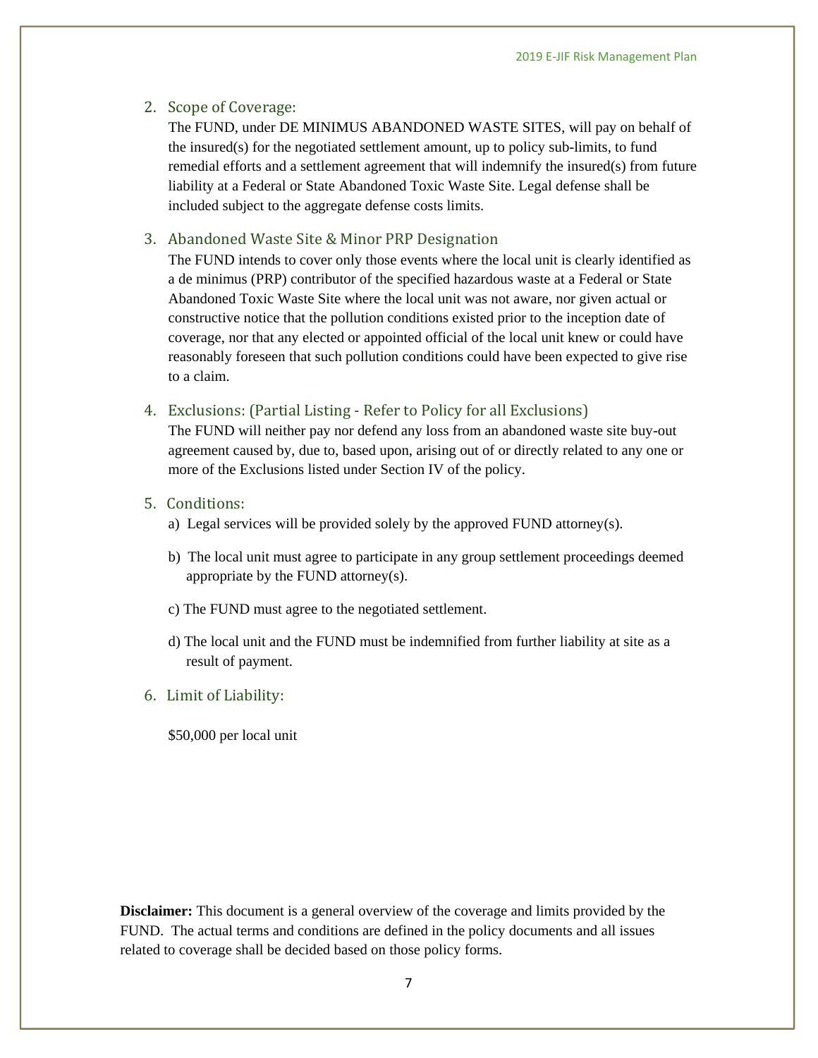## 2. Scope of Coverage:

The FUND, under DE MINIMUS ABANDONED WASTE SITES, will pay on behalf of the insured(s) for the negotiated settlement amount, up to policy sub-limits, to fund remedial efforts and a settlement agreement that will indemnify the insured(s) from future liability at a Federal or State Abandoned Toxic Waste Site. Legal defense shall be included subject to the aggregate defense costs limits.

## 3. Abandoned Waste Site & Minor PRP Designation

The FUND intends to cover only those events where the local unit is clearly identified as a de minimus (PRP) contributor of the specified hazardous waste at a Federal or State Abandoned Toxic Waste Site where the local unit was not aware, nor given actual or constructive notice that the pollution conditions existed prior to the inception date of coverage, nor that any elected or appointed official of the local unit knew or could have reasonably foreseen that such pollution conditions could have been expected to give rise to a claim.

## 4. Exclusions: (Partial Listing - Refer to Policy for all Exclusions)

The FUND will neither pay nor defend any loss from an abandoned waste site buy-out agreement caused by, due to, based upon, arising out of or directly related to any one or more of the Exclusions listed under Section IV of the policy.

## 5. Conditions:

a) Legal services will be provided solely by the approved FUND attorney(s).

b) The local unit must agree to participate in any group settlement proceedings deemed appropriate by the FUND attorney(s).

c) The FUND must agree to the negotiated settlement.

d) The local unit and the FUND must be indemnified from further liability at site as a result of payment.

## 6. Limit of Liability:

$50,000 per local unit

**Disclaimer:** This document is a general overview of the coverage and limits provided by the FUND. The actual terms and conditions are defined in the policy documents and all issues related to coverage shall be decided based on those policy forms.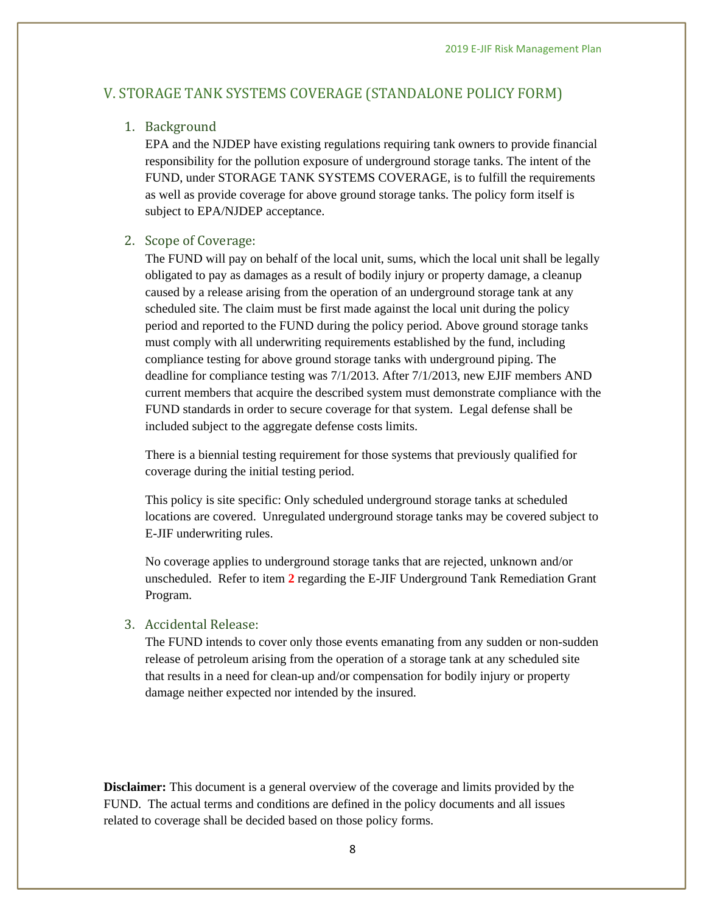## V. STORAGE TANK SYSTEMS COVERAGE (STANDALONE POLICY FORM)

### 1. Background

EPA and the NJDEP have existing regulations requiring tank owners to provide financial responsibility for the pollution exposure of underground storage tanks. The intent of the FUND, under STORAGE TANK SYSTEMS COVERAGE, is to fulfill the requirements as well as provide coverage for above ground storage tanks. The policy form itself is subject to EPA/NJDEP acceptance.

### 2. Scope of Coverage:

The FUND will pay on behalf of the local unit, sums, which the local unit shall be legally obligated to pay as damages as a result of bodily injury or property damage, a cleanup caused by a release arising from the operation of an underground storage tank at any scheduled site. The claim must be first made against the local unit during the policy period and reported to the FUND during the policy period. Above ground storage tanks must comply with all underwriting requirements established by the fund, including compliance testing for above ground storage tanks with underground piping. The deadline for compliance testing was 7/1/2013. After 7/1/2013, new EJIF members AND current members that acquire the described system must demonstrate compliance with the FUND standards in order to secure coverage for that system. Legal defense shall be included subject to the aggregate defense costs limits.

There is a biennial testing requirement for those systems that previously qualified for coverage during the initial testing period.

This policy is site specific: Only scheduled underground storage tanks at scheduled locations are covered. Unregulated underground storage tanks may be covered subject to E-JIF underwriting rules.

No coverage applies to underground storage tanks that are rejected, unknown and/or unscheduled. Refer to item **2** regarding the E-JIF Underground Tank Remediation Grant Program.

### 3. Accidental Release:

The FUND intends to cover only those events emanating from any sudden or non-sudden release of petroleum arising from the operation of a storage tank at any scheduled site that results in a need for clean-up and/or compensation for bodily injury or property damage neither expected nor intended by the insured.

**Disclaimer:** This document is a general overview of the coverage and limits provided by the FUND. The actual terms and conditions are defined in the policy documents and all issues related to coverage shall be decided based on those policy forms.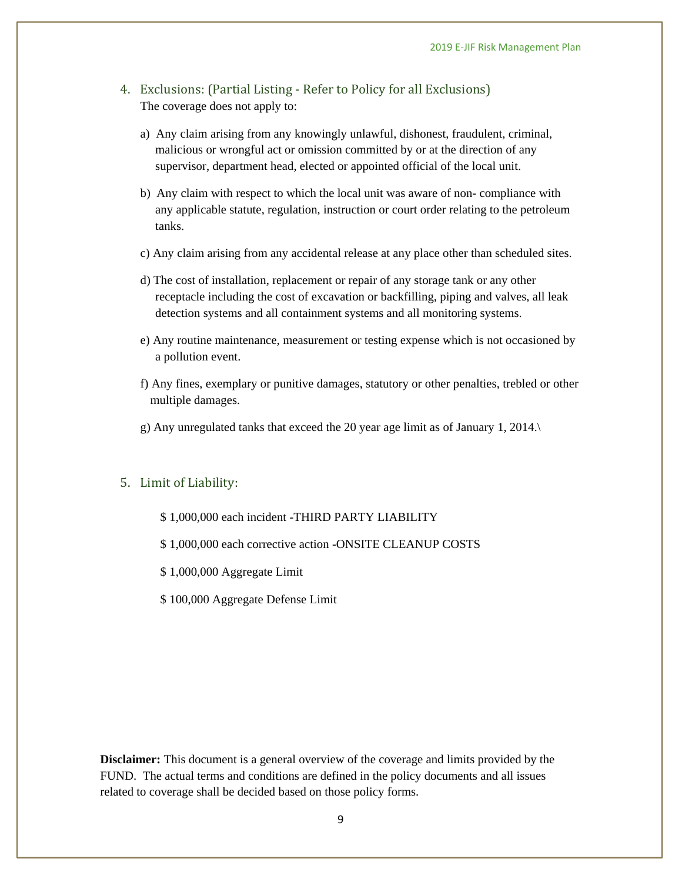## 4. Exclusions: (Partial Listing - Refer to Policy for all Exclusions)

The coverage does not apply to:

a) Any claim arising from any knowingly unlawful, dishonest, fraudulent, criminal, malicious or wrongful act or omission committed by or at the direction of any supervisor, department head, elected or appointed official of the local unit.

b) Any claim with respect to which the local unit was aware of non- compliance with any applicable statute, regulation, instruction or court order relating to the petroleum tanks.

c) Any claim arising from any accidental release at any place other than scheduled sites.

d) The cost of installation, replacement or repair of any storage tank or any other receptacle including the cost of excavation or backfilling, piping and valves, all leak detection systems and all containment systems and all monitoring systems.

e) Any routine maintenance, measurement or testing expense which is not occasioned by a pollution event.

f) Any fines, exemplary or punitive damages, statutory or other penalties, trebled or other multiple damages.

g) Any unregulated tanks that exceed the 20 year age limit as of January 1, 2014.\

## 5. Limit of Liability:

$ 1,000,000 each incident -THIRD PARTY LIABILITY

$ 1,000,000 each corrective action -ONSITE CLEANUP COSTS

$ 1,000,000 Aggregate Limit

$ 100,000 Aggregate Defense Limit

**Disclaimer:** This document is a general overview of the coverage and limits provided by the FUND. The actual terms and conditions are defined in the policy documents and all issues related to coverage shall be decided based on those policy forms.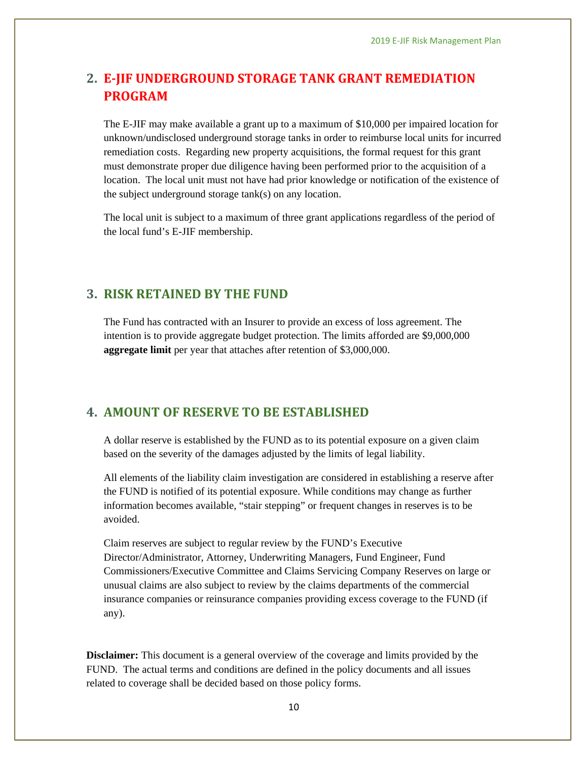## 2. E-JIF UNDERGROUND STORAGE TANK GRANT REMEDIATION PROGRAM

The E-JIF may make available a grant up to a maximum of $10,000 per impaired location for unknown/undisclosed underground storage tanks in order to reimburse local units for incurred remediation costs. Regarding new property acquisitions, the formal request for this grant must demonstrate proper due diligence having been performed prior to the acquisition of a location. The local unit must not have had prior knowledge or notification of the existence of the subject underground storage tank(s) on any location.

The local unit is subject to a maximum of three grant applications regardless of the period of the local fund's E-JIF membership.

## 3. RISK RETAINED BY THE FUND

The Fund has contracted with an Insurer to provide an excess of loss agreement. The intention is to provide aggregate budget protection. The limits afforded are $9,000,000 **aggregate limit** per year that attaches after retention of $3,000,000.

## 4. AMOUNT OF RESERVE TO BE ESTABLISHED

A dollar reserve is established by the FUND as to its potential exposure on a given claim based on the severity of the damages adjusted by the limits of legal liability.

All elements of the liability claim investigation are considered in establishing a reserve after the FUND is notified of its potential exposure. While conditions may change as further information becomes available, "stair stepping" or frequent changes in reserves is to be avoided.

Claim reserves are subject to regular review by the FUND's Executive Director/Administrator, Attorney, Underwriting Managers, Fund Engineer, Fund Commissioners/Executive Committee and Claims Servicing Company Reserves on large or unusual claims are also subject to review by the claims departments of the commercial insurance companies or reinsurance companies providing excess coverage to the FUND (if any).

**Disclaimer:** This document is a general overview of the coverage and limits provided by the FUND. The actual terms and conditions are defined in the policy documents and all issues related to coverage shall be decided based on those policy forms.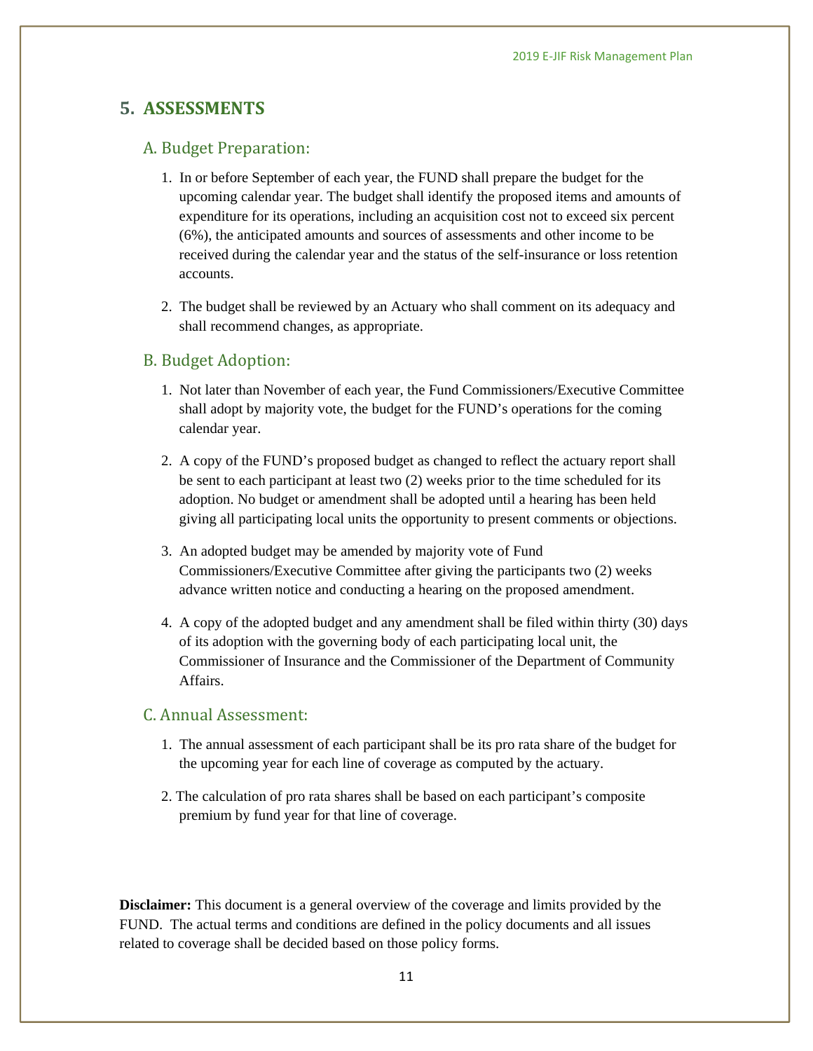## 5. ASSESSMENTS

### A. Budget Preparation:

1. In or before September of each year, the FUND shall prepare the budget for the upcoming calendar year. The budget shall identify the proposed items and amounts of expenditure for its operations, including an acquisition cost not to exceed six percent (6%), the anticipated amounts and sources of assessments and other income to be received during the calendar year and the status of the self-insurance or loss retention accounts.

2. The budget shall be reviewed by an Actuary who shall comment on its adequacy and shall recommend changes, as appropriate.

### B. Budget Adoption:

1. Not later than November of each year, the Fund Commissioners/Executive Committee shall adopt by majority vote, the budget for the FUND's operations for the coming calendar year.

2. A copy of the FUND's proposed budget as changed to reflect the actuary report shall be sent to each participant at least two (2) weeks prior to the time scheduled for its adoption. No budget or amendment shall be adopted until a hearing has been held giving all participating local units the opportunity to present comments or objections.

3. An adopted budget may be amended by majority vote of Fund Commissioners/Executive Committee after giving the participants two (2) weeks advance written notice and conducting a hearing on the proposed amendment.

4. A copy of the adopted budget and any amendment shall be filed within thirty (30) days of its adoption with the governing body of each participating local unit, the Commissioner of Insurance and the Commissioner of the Department of Community Affairs.

### C. Annual Assessment:

1. The annual assessment of each participant shall be its pro rata share of the budget for the upcoming year for each line of coverage as computed by the actuary.

2. The calculation of pro rata shares shall be based on each participant's composite premium by fund year for that line of coverage.

**Disclaimer:** This document is a general overview of the coverage and limits provided by the FUND. The actual terms and conditions are defined in the policy documents and all issues related to coverage shall be decided based on those policy forms.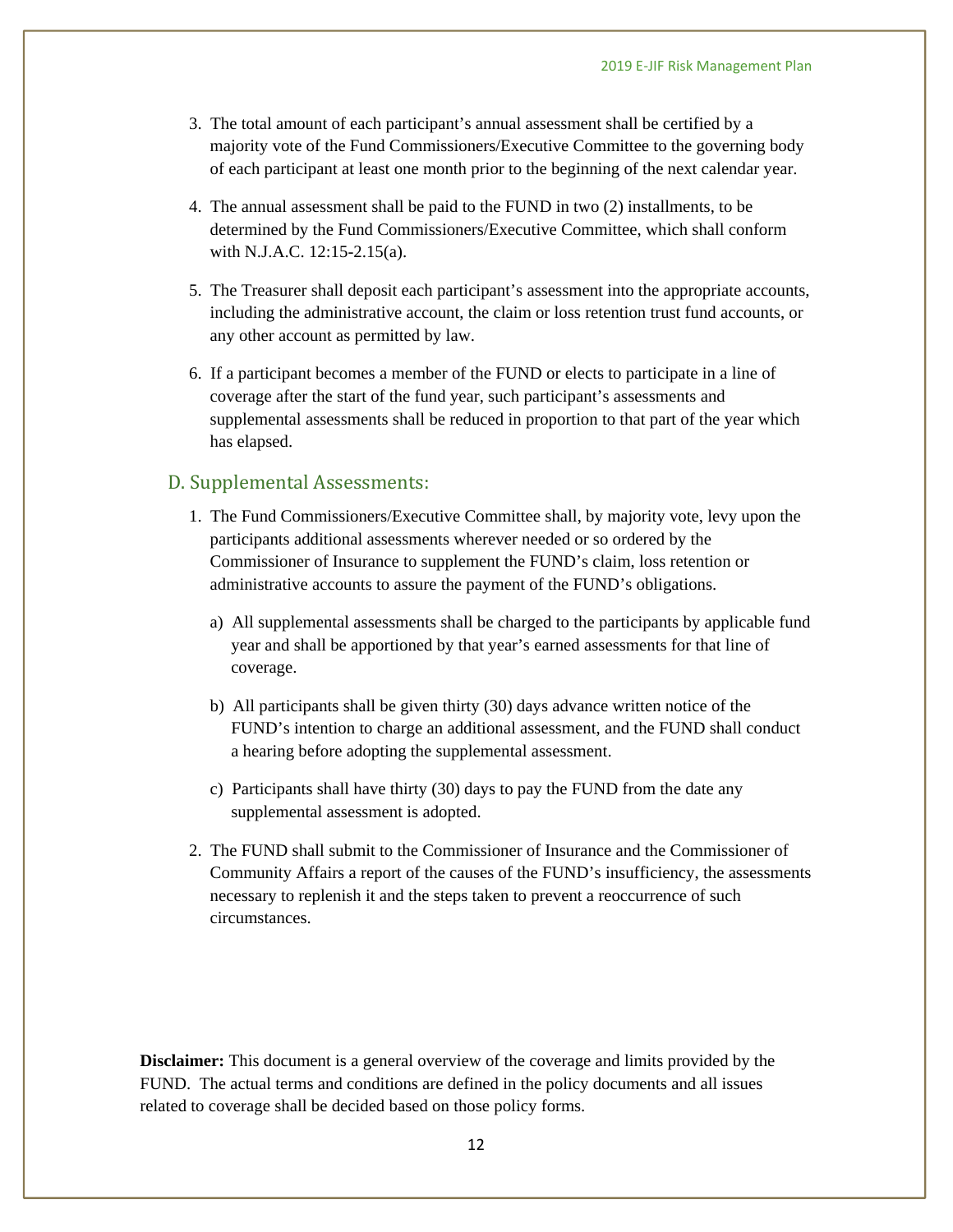3. The total amount of each participant's annual assessment shall be certified by a majority vote of the Fund Commissioners/Executive Committee to the governing body of each participant at least one month prior to the beginning of the next calendar year.

4. The annual assessment shall be paid to the FUND in two (2) installments, to be determined by the Fund Commissioners/Executive Committee, which shall conform with N.J.A.C. 12:15-2.15(a).

5. The Treasurer shall deposit each participant's assessment into the appropriate accounts, including the administrative account, the claim or loss retention trust fund accounts, or any other account as permitted by law.

6. If a participant becomes a member of the FUND or elects to participate in a line of coverage after the start of the fund year, such participant's assessments and supplemental assessments shall be reduced in proportion to that part of the year which has elapsed.

## D. Supplemental Assessments:

1. The Fund Commissioners/Executive Committee shall, by majority vote, levy upon the participants additional assessments wherever needed or so ordered by the Commissioner of Insurance to supplement the FUND's claim, loss retention or administrative accounts to assure the payment of the FUND's obligations.

   a) All supplemental assessments shall be charged to the participants by applicable fund year and shall be apportioned by that year's earned assessments for that line of coverage.

   b) All participants shall be given thirty (30) days advance written notice of the FUND's intention to charge an additional assessment, and the FUND shall conduct a hearing before adopting the supplemental assessment.

   c) Participants shall have thirty (30) days to pay the FUND from the date any supplemental assessment is adopted.

2. The FUND shall submit to the Commissioner of Insurance and the Commissioner of Community Affairs a report of the causes of the FUND's insufficiency, the assessments necessary to replenish it and the steps taken to prevent a reoccurrence of such circumstances.

**Disclaimer:** This document is a general overview of the coverage and limits provided by the FUND. The actual terms and conditions are defined in the policy documents and all issues related to coverage shall be decided based on those policy forms.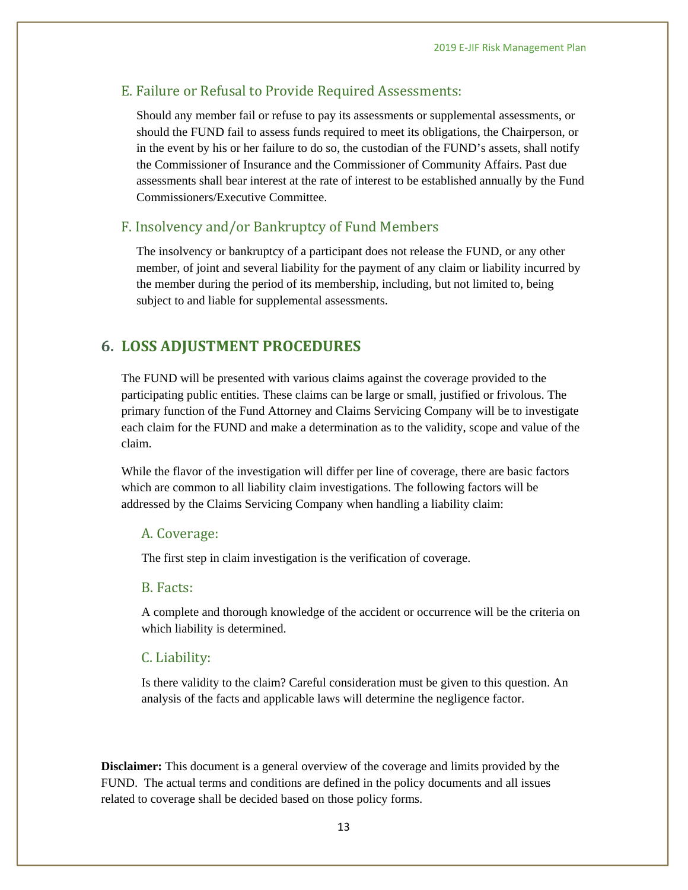### E. Failure or Refusal to Provide Required Assessments:

Should any member fail or refuse to pay its assessments or supplemental assessments, or should the FUND fail to assess funds required to meet its obligations, the Chairperson, or in the event by his or her failure to do so, the custodian of the FUND's assets, shall notify the Commissioner of Insurance and the Commissioner of Community Affairs. Past due assessments shall bear interest at the rate of interest to be established annually by the Fund Commissioners/Executive Committee.

### F. Insolvency and/or Bankruptcy of Fund Members

The insolvency or bankruptcy of a participant does not release the FUND, or any other member, of joint and several liability for the payment of any claim or liability incurred by the member during the period of its membership, including, but not limited to, being subject to and liable for supplemental assessments.

## 6. LOSS ADJUSTMENT PROCEDURES

The FUND will be presented with various claims against the coverage provided to the participating public entities. These claims can be large or small, justified or frivolous. The primary function of the Fund Attorney and Claims Servicing Company will be to investigate each claim for the FUND and make a determination as to the validity, scope and value of the claim.

While the flavor of the investigation will differ per line of coverage, there are basic factors which are common to all liability claim investigations. The following factors will be addressed by the Claims Servicing Company when handling a liability claim:

### A. Coverage:

The first step in claim investigation is the verification of coverage.

### B. Facts:

A complete and thorough knowledge of the accident or occurrence will be the criteria on which liability is determined.

### C. Liability:

Is there validity to the claim? Careful consideration must be given to this question. An analysis of the facts and applicable laws will determine the negligence factor.

**Disclaimer:** This document is a general overview of the coverage and limits provided by the FUND. The actual terms and conditions are defined in the policy documents and all issues related to coverage shall be decided based on those policy forms.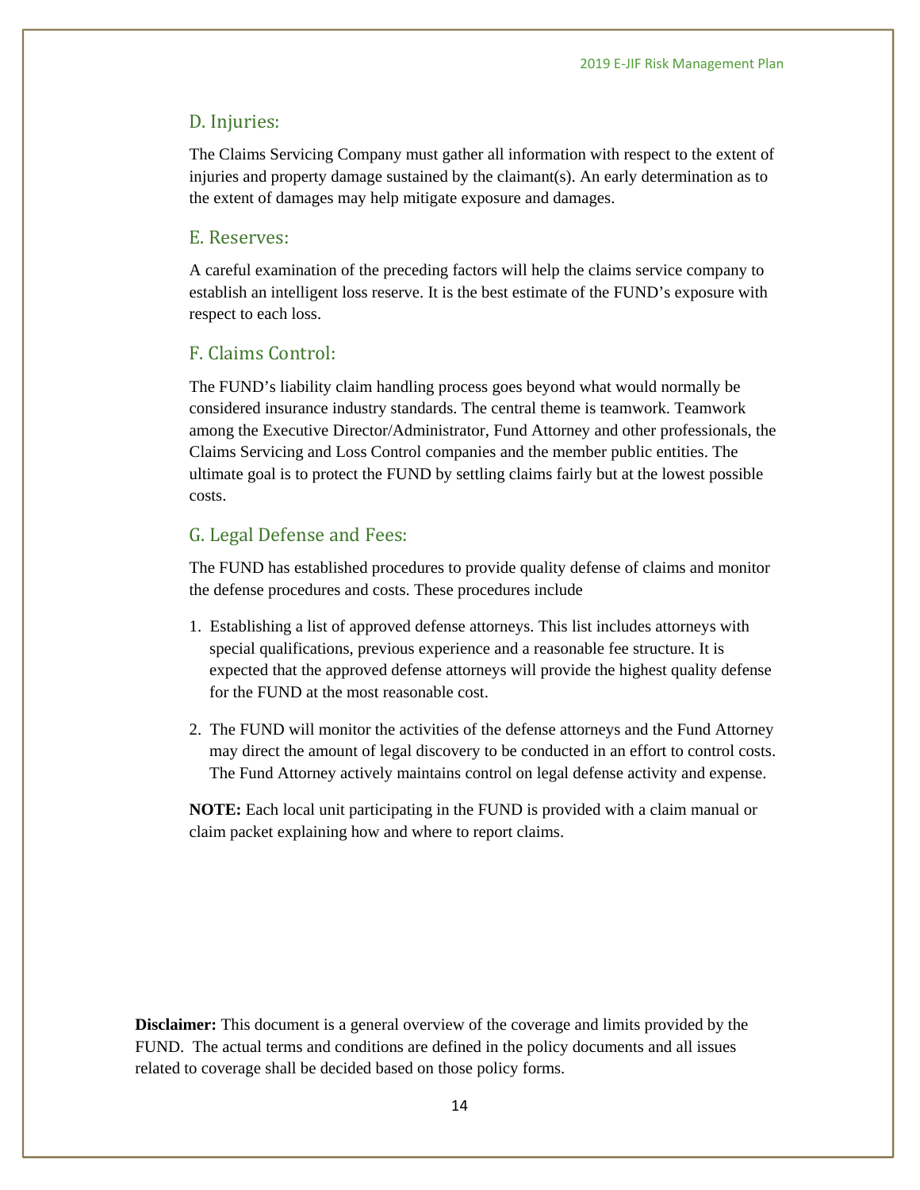## D. Injuries:

The Claims Servicing Company must gather all information with respect to the extent of injuries and property damage sustained by the claimant(s). An early determination as to the extent of damages may help mitigate exposure and damages.

## E. Reserves:

A careful examination of the preceding factors will help the claims service company to establish an intelligent loss reserve. It is the best estimate of the FUND's exposure with respect to each loss.

## F. Claims Control:

The FUND's liability claim handling process goes beyond what would normally be considered insurance industry standards. The central theme is teamwork. Teamwork among the Executive Director/Administrator, Fund Attorney and other professionals, the Claims Servicing and Loss Control companies and the member public entities. The ultimate goal is to protect the FUND by settling claims fairly but at the lowest possible costs.

## G. Legal Defense and Fees:

The FUND has established procedures to provide quality defense of claims and monitor the defense procedures and costs. These procedures include

1. Establishing a list of approved defense attorneys. This list includes attorneys with special qualifications, previous experience and a reasonable fee structure. It is expected that the approved defense attorneys will provide the highest quality defense for the FUND at the most reasonable cost.
2. The FUND will monitor the activities of the defense attorneys and the Fund Attorney may direct the amount of legal discovery to be conducted in an effort to control costs. The Fund Attorney actively maintains control on legal defense activity and expense.

**NOTE:** Each local unit participating in the FUND is provided with a claim manual or claim packet explaining how and where to report claims.

**Disclaimer:** This document is a general overview of the coverage and limits provided by the FUND. The actual terms and conditions are defined in the policy documents and all issues related to coverage shall be decided based on those policy forms.